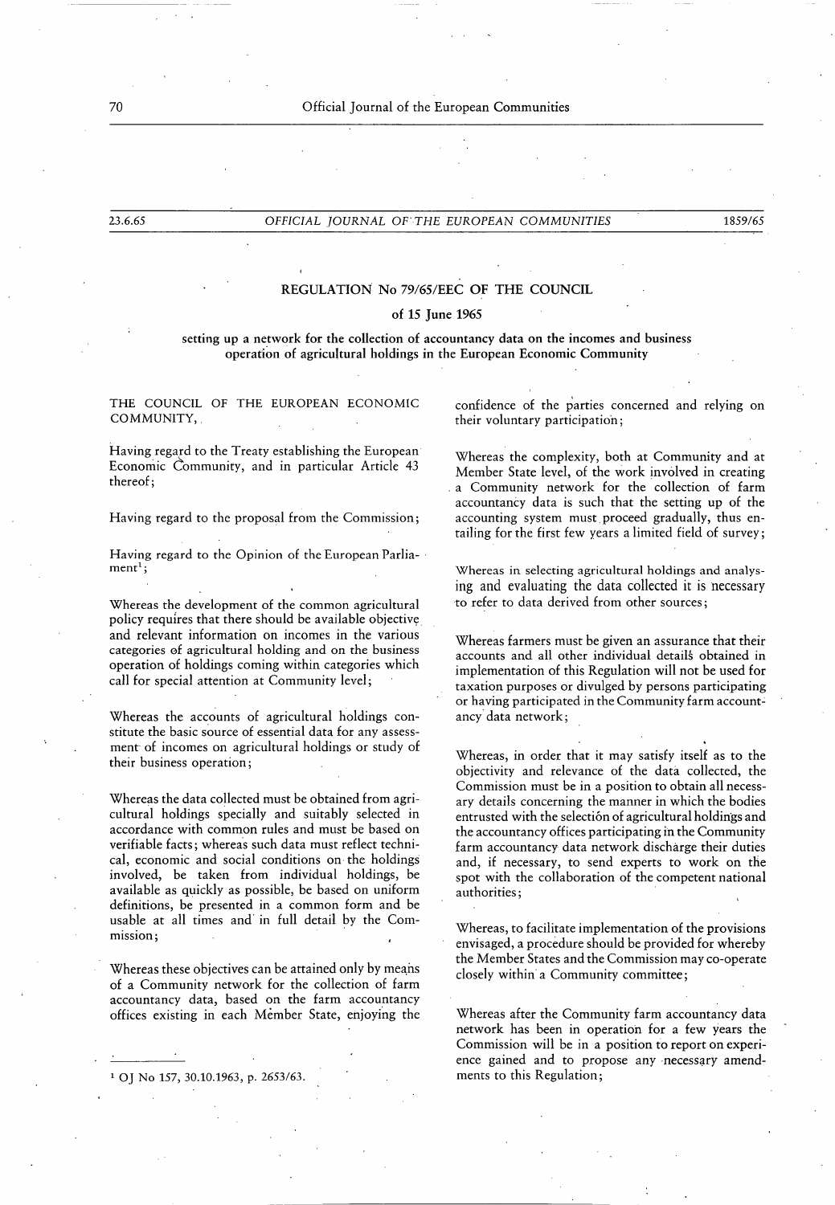# REGULATION No 79/65/EEC OF THE COUNCIL

## of 15 June 1965

### setting up a network for the collection of accountancy data on the incomes and business operation of agricultural holdings in the European Economic Community

THE COUNCIL OF THE EUROPEAN ECONOMIC COMMUNITY,

Having regard to the Treaty establishing the European Economic Community, and in particular Article 43 thereof;

Having regard to the proposal from the Commission;

Having regard to the Opinion of the European Parliament[1];

Whereas the development of the common agricultural policy requires that there should be available objective and relevant information on incomes in the various categories of agricultural holding and on the business operation of holdings coming within categories which call for special attention at Community level;

Whereas the accounts of agricultural holdings constitute the basic source of essential data for any assessment of incomes on agricultural holdings or study of their business operation;

Whereas the data collected must be obtained from agricultural holdings specially and suitably selected in accordance with common rules and must be based on verifiable facts; whereas such data must reflect technical, economic and social conditions on the holdings involved, be taken from individual holdings, be available as quickly as possible, be based on uniform definitions, be presented in a common form and be usable at all times and in full detail by the Commission;

Whereas these objectives can be attained only by means of a Community network for the collection of farm accountancy data, based on the farm accountancy offices existing in each Member State, enjoying the confidence of the parties concerned and relying on their voluntary participation;

Whereas the complexity, both at Community and at Member State level, of the work involved in creating a Community network for the collection of farm accountancy data is such that the setting up of the accounting system must proceed gradually, thus entailing for the first few years a limited field of survey;

Whereas in selecting agricultural holdings and analysing and evaluating the data collected it is necessary to refer to data derived from other sources;

Whereas farmers must be given an assurance that their accounts and all other individual details obtained in implementation of this Regulation will not be used for taxation purposes or divulged by persons participating or having participated in the Community farm accountancy data network;

Whereas, in order that it may satisfy itself as to the objectivity and relevance of the data collected, the Commission must be in a position to obtain all necessary details concerning the manner in which the bodies entrusted with the selection of agricultural holdings and the accountancy offices participating in the Community farm accountancy data network discharge their duties and, if necessary, to send experts to work on the spot with the collaboration of the competent national authorities;

Whereas, to facilitate implementation of the provisions envisaged, a procedure should be provided for whereby the Member States and the Commission may co-operate closely within a Community committee;

Whereas after the Community farm accountancy data network has been in operation for a few years the Commission will be in a position to report on experience gained and to propose any necessary amendments to this Regulation;

---

[1] OJ No 157, 30.10.1963, p. 2653/63.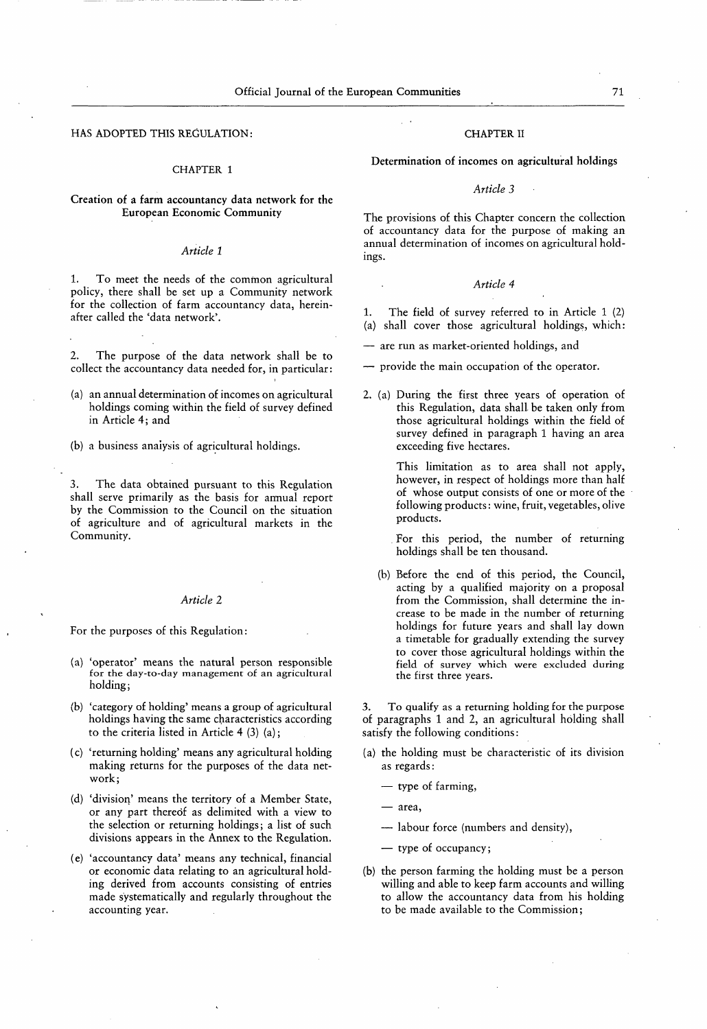HAS ADOPTED THIS REGULATION:

## CHAPTER 1

### Creation of a farm accountancy data network for the European Economic Community

*Article 1*

1. To meet the needs of the common agricultural policy, there shall be set up a Community network for the collection of farm accountancy data, hereinafter called the 'data network'.

2. The purpose of the data network shall be to collect the accountancy data needed for, in particular:

(a) an annual determination of incomes on agricultural holdings coming within the field of survey defined in Article 4; and

(b) a business analysis of agricultural holdings.

3. The data obtained pursuant to this Regulation shall serve primarily as the basis for annual report by the Commission to the Council on the situation of agriculture and of agricultural markets in the Community.

*Article 2*

For the purposes of this Regulation:

(a) 'operator' means the natural person responsible for the day-to-day management of an agricultural holding;

(b) 'category of holding' means a group of agricultural holdings having the same characteristics according to the criteria listed in Article 4 (3) (a);

(c) 'returning holding' means any agricultural holding making returns for the purposes of the data network;

(d) 'division' means the territory of a Member State, or any part thereof as delimited with a view to the selection or returning holdings; a list of such divisions appears in the Annex to the Regulation.

(e) 'accountancy data' means any technical, financial or economic data relating to an agricultural holding derived from accounts consisting of entries made systematically and regularly throughout the accounting year.

## CHAPTER II

### Determination of incomes on agricultural holdings

*Article 3*

The provisions of this Chapter concern the collection of accountancy data for the purpose of making an annual determination of incomes on agricultural holdings.

*Article 4*

1. The field of survey referred to in Article 1 (2) (a) shall cover those agricultural holdings, which:

— are run as market-oriented holdings, and

— provide the main occupation of the operator.

2. (a) During the first three years of operation of this Regulation, data shall be taken only from those agricultural holdings within the field of survey defined in paragraph 1 having an area exceeding five hectares.

This limitation as to area shall not apply, however, in respect of holdings more than half of whose output consists of one or more of the following products: wine, fruit, vegetables, olive products.

For this period, the number of returning holdings shall be ten thousand.

(b) Before the end of this period, the Council, acting by a qualified majority on a proposal from the Commission, shall determine the increase to be made in the number of returning holdings for future years and shall lay down a timetable for gradually extending the survey to cover those agricultural holdings within the field of survey which were excluded during the first three years.

3. To qualify as a returning holding for the purpose of paragraphs 1 and 2, an agricultural holding shall satisfy the following conditions:

(a) the holding must be characteristic of its division as regards:

— type of farming,

— area,

— labour force (numbers and density),

— type of occupancy;

(b) the person farming the holding must be a person willing and able to keep farm accounts and willing to allow the accountancy data from his holding to be made available to the Commission;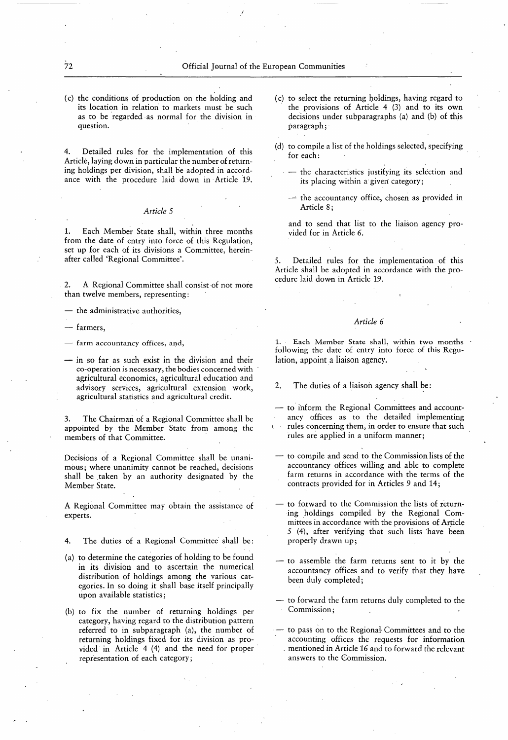(c) the conditions of production on the holding and its location in relation to markets must be such as to be regarded as normal for the division in question.

4. Detailed rules for the implementation of this Article, laying down in particular the number of returning holdings per division, shall be adopted in accordance with the procedure laid down in Article 19.

*Article 5*

1. Each Member State shall, within three months from the date of entry into force of this Regulation, set up for each of its divisions a Committee, hereinafter called 'Regional Committee'.

2. A Regional Committee shall consist of not more than twelve members, representing:

— the administrative authorities,

— farmers,

— farm accountancy offices, and,

— in so far as such exist in the division and their co-operation is necessary, the bodies concerned with agricultural economics, agricultural education and advisory services, agricultural extension work, agricultural statistics and agricultural credit.

3. The Chairman of a Regional Committee shall be appointed by the Member State from among the members of that Committee.

Decisions of a Regional Committee shall be unanimous; where unanimity cannot be reached, decisions shall be taken by an authority designated by the Member State.

A Regional Committee may obtain the assistance of experts.

4. The duties of a Regional Committee shall be:

(a) to determine the categories of holding to be found in its division and to ascertain the numerical distribution of holdings among the various categories. In so doing it shall base itself principally upon available statistics;

(b) to fix the number of returning holdings per category, having regard to the distribution pattern referred to in subparagraph (a), the number of returning holdings fixed for its division as provided in Article 4 (4) and the need for proper representation of each category;

(c) to select the returning holdings, having regard to the provisions of Article 4 (3) and to its own decisions under subparagraphs (a) and (b) of this paragraph;

(d) to compile a list of the holdings selected, specifying for each:

— the characteristics justifying its selection and its placing within a given category;

— the accountancy office, chosen as provided in Article 8;

and to send that list to the liaison agency provided for in Article 6.

5. Detailed rules for the implementation of this Article shall be adopted in accordance with the procedure laid down in Article 19.

*Article 6*

1. Each Member State shall, within two months following the date of entry into force of this Regulation, appoint a liaison agency.

2. The duties of a liaison agency shall be:

— to inform the Regional Committees and accountancy offices as to the detailed implementing rules concerning them, in order to ensure that such rules are applied in a uniform manner;

— to compile and send to the Commission lists of the accountancy offices willing and able to complete farm returns in accordance with the terms of the contracts provided for in Articles 9 and 14;

— to forward to the Commission the lists of returning holdings compiled by the Regional Committees in accordance with the provisions of Article 5 (4), after verifying that such lists have been properly drawn up;

— to assemble the farm returns sent to it by the accountancy offices and to verify that they have been duly completed;

— to forward the farm returns duly completed to the Commission;

— to pass on to the Regional Committees and to the accounting offices the requests for information mentioned in Article 16 and to forward the relevant answers to the Commission.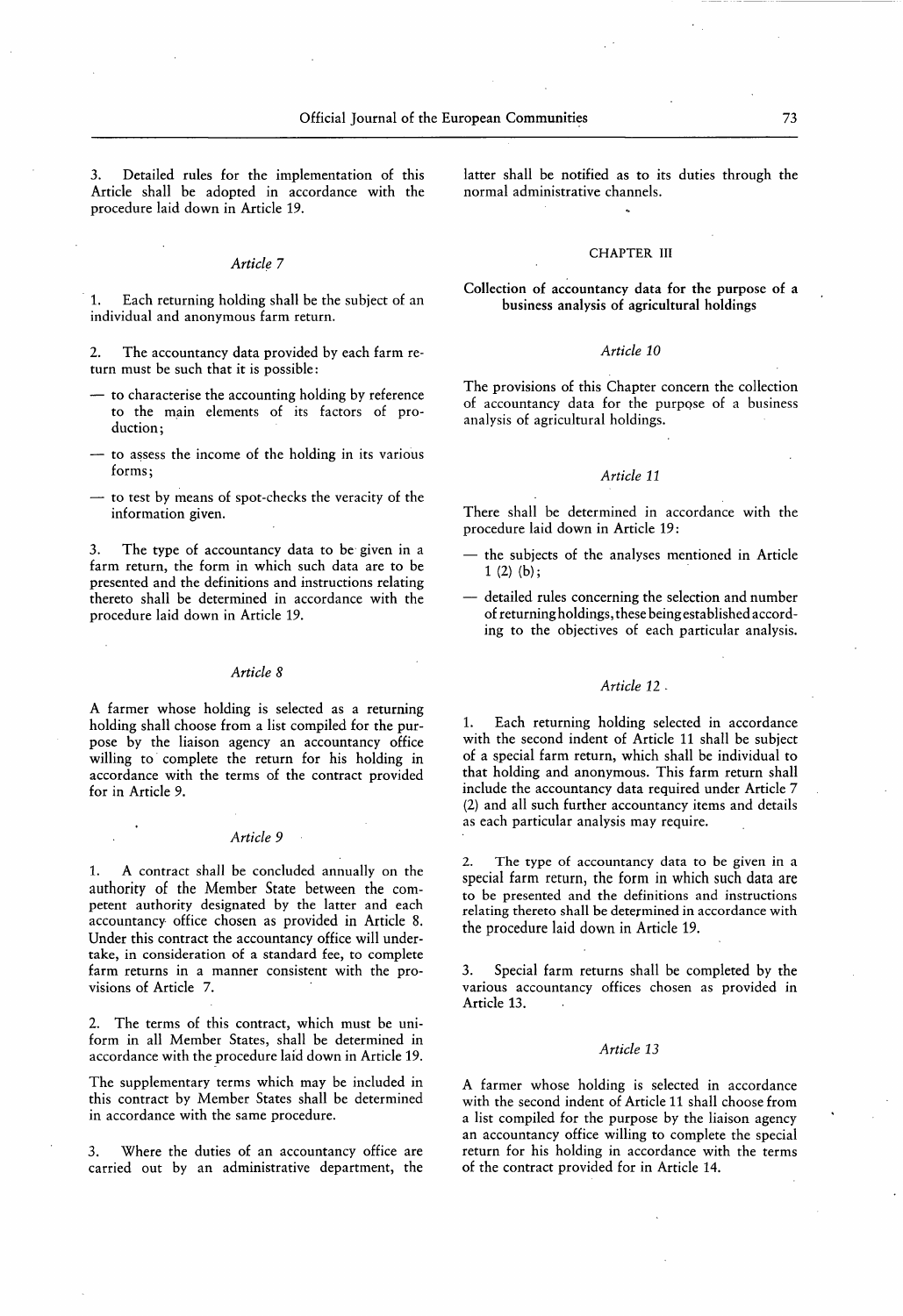3. Detailed rules for the implementation of this Article shall be adopted in accordance with the procedure laid down in Article 19.

### *Article 7*

1. Each returning holding shall be the subject of an individual and anonymous farm return.

2. The accountancy data provided by each farm return must be such that it is possible:

- to characterise the accounting holding by reference to the main elements of its factors of production;
- to assess the income of the holding in its various forms;
- to test by means of spot-checks the veracity of the information given.

3. The type of accountancy data to be given in a farm return, the form in which such data are to be presented and the definitions and instructions relating thereto shall be determined in accordance with the procedure laid down in Article 19.

### *Article 8*

A farmer whose holding is selected as a returning holding shall choose from a list compiled for the purpose by the liaison agency an accountancy office willing to complete the return for his holding in accordance with the terms of the contract provided for in Article 9.

### *Article 9*

1. A contract shall be concluded annually on the authority of the Member State between the competent authority designated by the latter and each accountancy office chosen as provided in Article 8. Under this contract the accountancy office will undertake, in consideration of a standard fee, to complete farm returns in a manner consistent with the provisions of Article 7.

2. The terms of this contract, which must be uniform in all Member States, shall be determined in accordance with the procedure laid down in Article 19.

The supplementary terms which may be included in this contract by Member States shall be determined in accordance with the same procedure.

3. Where the duties of an accountancy office are carried out by an administrative department, the latter shall be notified as to its duties through the normal administrative channels.

## CHAPTER III

## Collection of accountancy data for the purpose of a business analysis of agricultural holdings

### *Article 10*

The provisions of this Chapter concern the collection of accountancy data for the purpose of a business analysis of agricultural holdings.

### *Article 11*

There shall be determined in accordance with the procedure laid down in Article 19:

- the subjects of the analyses mentioned in Article 1 (2) (b);
- detailed rules concerning the selection and number of returning holdings, these being established according to the objectives of each particular analysis.

### *Article 12*

1. Each returning holding selected in accordance with the second indent of Article 11 shall be subject of a special farm return, which shall be individual to that holding and anonymous. This farm return shall include the accountancy data required under Article 7 (2) and all such further accountancy items and details as each particular analysis may require.

2. The type of accountancy data to be given in a special farm return, the form in which such data are to be presented and the definitions and instructions relating thereto shall be determined in accordance with the procedure laid down in Article 19.

3. Special farm returns shall be completed by the various accountancy offices chosen as provided in Article 13.

### *Article 13*

A farmer whose holding is selected in accordance with the second indent of Article 11 shall choose from a list compiled for the purpose by the liaison agency an accountancy office willing to complete the special return for his holding in accordance with the terms of the contract provided for in Article 14.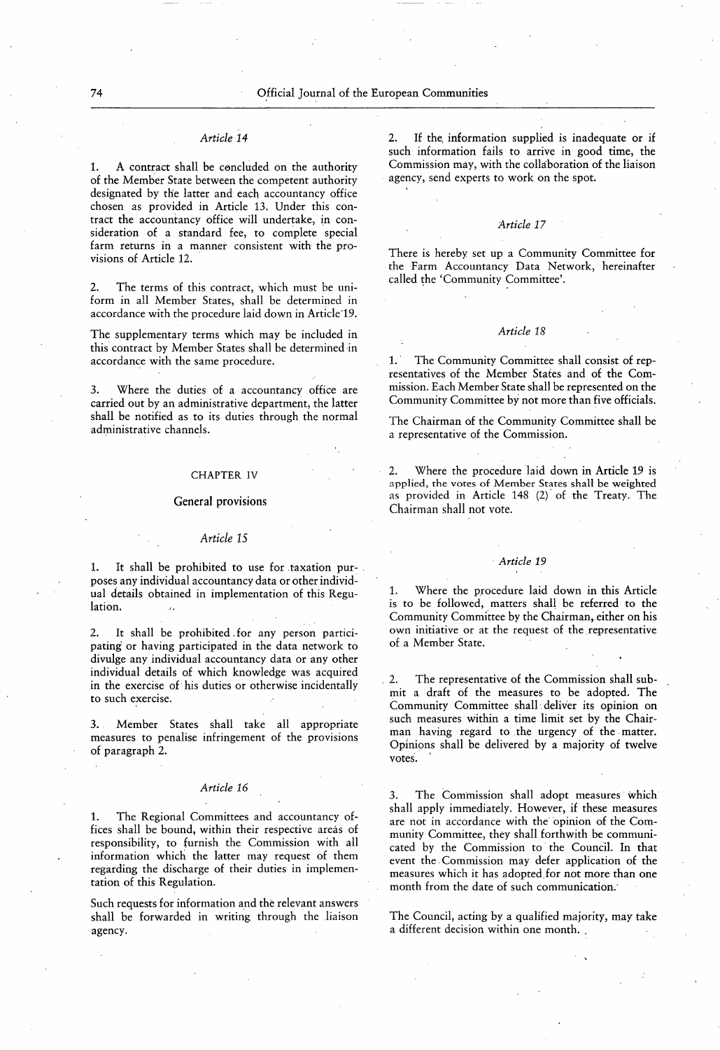*Article 14*

1. A contract shall be concluded on the authority of the Member State between the competent authority designated by the latter and each accountancy office chosen as provided in Article 13. Under this contract the accountancy office will undertake, in consideration of a standard fee, to complete special farm returns in a manner consistent with the provisions of Article 12.

2. The terms of this contract, which must be uniform in all Member States, shall be determined in accordance with the procedure laid down in Article 19.

The supplementary terms which may be included in this contract by Member States shall be determined in accordance with the same procedure.

3. Where the duties of a accountancy office are carried out by an administrative department, the latter shall be notified as to its duties through the normal administrative channels.

## CHAPTER IV

## General provisions

*Article 15*

1. It shall be prohibited to use for taxation purposes any individual accountancy data or other individual details obtained in implementation of this Regulation.

2. It shall be prohibited for any person participating or having participated in the data network to divulge any individual accountancy data or any other individual details of which knowledge was acquired in the exercise of his duties or otherwise incidentally to such exercise.

3. Member States shall take all appropriate measures to penalise infringement of the provisions of paragraph 2.

*Article 16*

1. The Regional Committees and accountancy offices shall be bound, within their respective areas of responsibility, to furnish the Commission with all information which the latter may request of them regarding the discharge of their duties in implementation of this Regulation.

Such requests for information and the relevant answers shall be forwarded in writing through the liaison agency.

2. If the information supplied is inadequate or if such information fails to arrive in good time, the Commission may, with the collaboration of the liaison agency, send experts to work on the spot.

*Article 17*

There is hereby set up a Community Committee for the Farm Accountancy Data Network, hereinafter called the 'Community Committee'.

*Article 18*

1. The Community Committee shall consist of representatives of the Member States and of the Commission. Each Member State shall be represented on the Community Committee by not more than five officials.

The Chairman of the Community Committee shall be a representative of the Commission.

2. Where the procedure laid down in Article 19 is applied, the votes of Member States shall be weighted as provided in Article 148 (2) of the Treaty. The Chairman shall not vote.

*Article 19*

1. Where the procedure laid down in this Article is to be followed, matters shall be referred to the Community Committee by the Chairman, either on his own initiative or at the request of the representative of a Member State.

2. The representative of the Commission shall submit a draft of the measures to be adopted. The Community Committee shall deliver its opinion on such measures within a time limit set by the Chairman having regard to the urgency of the matter. Opinions shall be delivered by a majority of twelve votes.

3. The Commission shall adopt measures which shall apply immediately. However, if these measures are not in accordance with the opinion of the Community Committee, they shall forthwith be communicated by the Commission to the Council. In that event the Commission may defer application of the measures which it has adopted for not more than one month from the date of such communication.

The Council, acting by a qualified majority, may take a different decision within one month.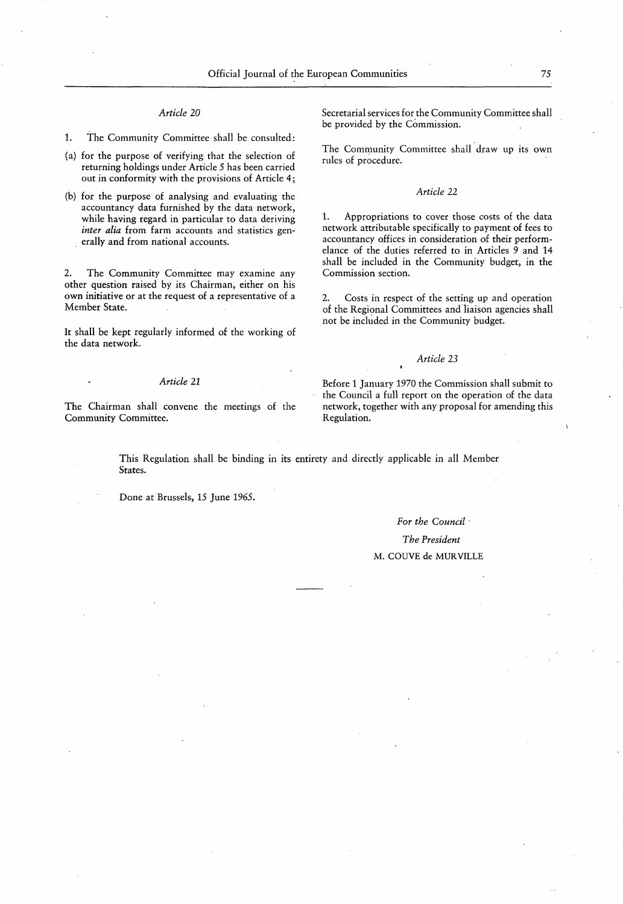*Article 20*

1. The Community Committee shall be consulted:

(a) for the purpose of verifying that the selection of returning holdings under Article 5 has been carried out in conformity with the provisions of Article 4;

(b) for the purpose of analysing and evaluating the accountancy data furnished by the data network, while having regard in particular to data deriving *inter alia* from farm accounts and statistics generally and from national accounts.

2. The Community Committee may examine any other question raised by its Chairman, either on his own initiative or at the request of a representative of a Member State.

It shall be kept regularly informed of the working of the data network.

*Article 21*

The Chairman shall convene the meetings of the Community Committee.

Secretarial services for the Community Committee shall be provided by the Commission.

The Community Committee shall draw up its own rules of procedure.

*Article 22*

1. Appropriations to cover those costs of the data network attributable specifically to payment of fees to accountancy offices in consideration of their performelance of the duties referred to in Articles 9 and 14 shall be included in the Community budget, in the Commission section.

2. Costs in respect of the setting up and operation of the Regional Committees and liaison agencies shall not be included in the Community budget.

*Article 23*

Before 1 January 1970 the Commission shall submit to the Council a full report on the operation of the data network, together with any proposal for amending this Regulation.

This Regulation shall be binding in its entirety and directly applicable in all Member States.

Done at Brussels, 15 June 1965.

*For the Council*

*The President*

M. COUVE de MURVILLE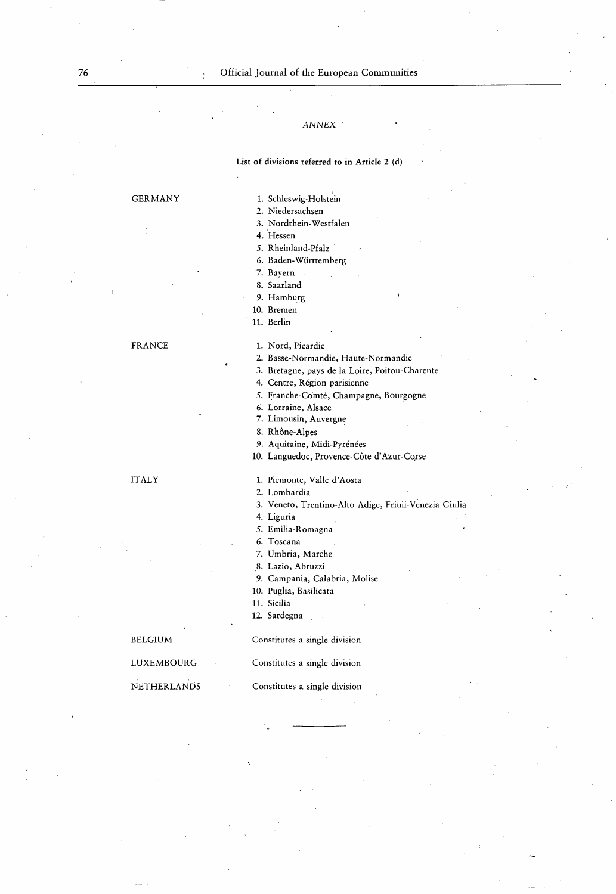*ANNEX*

**List of divisions referred to in Article 2 (d)**

| | |
|---|---|
| GERMANY | 1. Schleswig-Holstein |
| | 2. Niedersachsen |
| | 3. Nordrhein-Westfalen |
| | 4. Hessen |
| | 5. Rheinland-Pfalz |
| | 6. Baden-Württemberg |
| | 7. Bayern |
| | 8. Saarland |
| | 9. Hamburg |
| | 10. Bremen |
| | 11. Berlin |
| FRANCE | 1. Nord, Picardie |
| | 2. Basse-Normandie, Haute-Normandie |
| | 3. Bretagne, pays de la Loire, Poitou-Charente |
| | 4. Centre, Région parisienne |
| | 5. Franche-Comté, Champagne, Bourgogne |
| | 6. Lorraine, Alsace |
| | 7. Limousin, Auvergne |
| | 8. Rhône-Alpes |
| | 9. Aquitaine, Midi-Pyrénées |
| | 10. Languedoc, Provence-Côte d'Azur-Corse |
| ITALY | 1. Piemonte, Valle d'Aosta |
| | 2. Lombardia |
| | 3. Veneto, Trentino-Alto Adige, Friuli-Venezia Giulia |
| | 4. Liguria |
| | 5. Emilia-Romagna |
| | 6. Toscana |
| | 7. Umbria, Marche |
| | 8. Lazio, Abruzzi |
| | 9. Campania, Calabria, Molise |
| | 10. Puglia, Basilicata |
| | 11. Sicilia |
| | 12. Sardegna |
| BELGIUM | Constitutes a single division |
| LUXEMBOURG | Constitutes a single division |
| NETHERLANDS | Constitutes a single division |